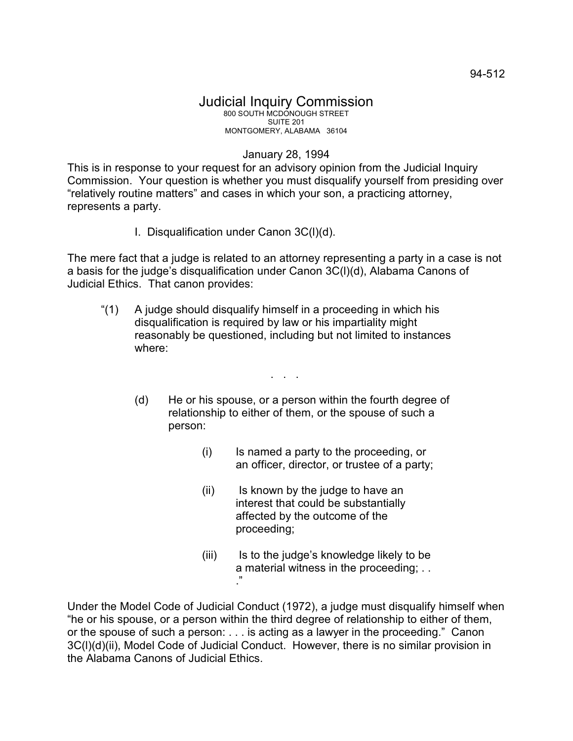94-512

# Judicial Inquiry Commission

800 SOUTH MCDONOUGH STREET
SUITE 201
MONTGOMERY, ALABAMA 36104

January 28, 1994

This is in response to your request for an advisory opinion from the Judicial Inquiry Commission. Your question is whether you must disqualify yourself from presiding over "relatively routine matters" and cases in which your son, a practicing attorney, represents a party.

## I. Disqualification under Canon 3C(l)(d).

The mere fact that a judge is related to an attorney representing a party in a case is not a basis for the judge's disqualification under Canon 3C(l)(d), Alabama Canons of Judicial Ethics. That canon provides:

> "(1) A judge should disqualify himself in a proceeding in which his disqualification is required by law or his impartiality might reasonably be questioned, including but not limited to instances where:
>
> . . .
>
> (d) He or his spouse, or a person within the fourth degree of relationship to either of them, or the spouse of such a person:
>
> (i) Is named a party to the proceeding, or an officer, director, or trustee of a party;
>
> (ii) Is known by the judge to have an interest that could be substantially affected by the outcome of the proceeding;
>
> (iii) Is to the judge's knowledge likely to be a material witness in the proceeding; . . ."

Under the Model Code of Judicial Conduct (1972), a judge must disqualify himself when "he or his spouse, or a person within the third degree of relationship to either of them, or the spouse of such a person: . . . is acting as a lawyer in the proceeding." Canon 3C(l)(d)(ii), Model Code of Judicial Conduct. However, there is no similar provision in the Alabama Canons of Judicial Ethics.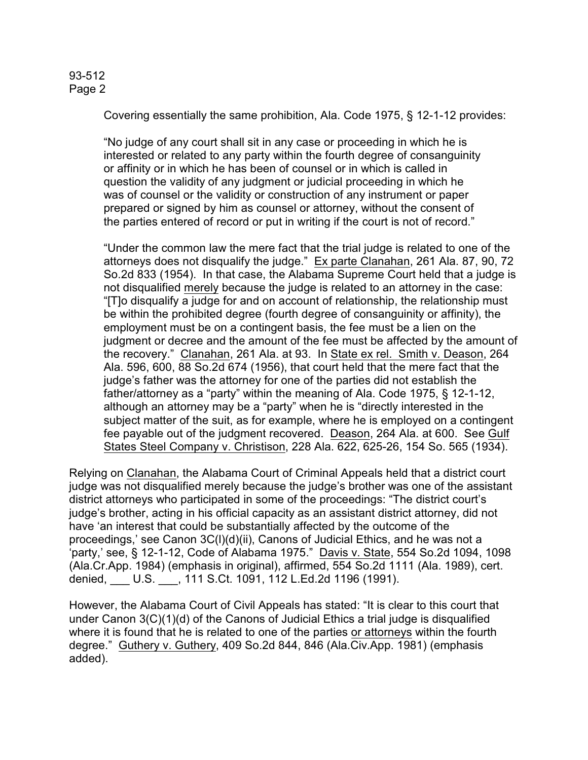Covering essentially the same prohibition, Ala. Code 1975, § 12-1-12 provides:

> "No judge of any court shall sit in any case or proceeding in which he is interested or related to any party within the fourth degree of consanguinity or affinity or in which he has been of counsel or in which is called in question the validity of any judgment or judicial proceeding in which he was of counsel or the validity or construction of any instrument or paper prepared or signed by him as counsel or attorney, without the consent of the parties entered of record or put in writing if the court is not of record."
>
> "Under the common law the mere fact that the trial judge is related to one of the attorneys does not disqualify the judge." Ex parte Clanahan, 261 Ala. 87, 90, 72 So.2d 833 (1954). In that case, the Alabama Supreme Court held that a judge is not disqualified merely because the judge is related to an attorney in the case: "[T]o disqualify a judge for and on account of relationship, the relationship must be within the prohibited degree (fourth degree of consanguinity or affinity), the employment must be on a contingent basis, the fee must be a lien on the judgment or decree and the amount of the fee must be affected by the amount of the recovery." Clanahan, 261 Ala. at 93. In State ex rel. Smith v. Deason, 264 Ala. 596, 600, 88 So.2d 674 (1956), that court held that the mere fact that the judge's father was the attorney for one of the parties did not establish the father/attorney as a "party" within the meaning of Ala. Code 1975, § 12-1-12, although an attorney may be a "party" when he is "directly interested in the subject matter of the suit, as for example, where he is employed on a contingent fee payable out of the judgment recovered. Deason, 264 Ala. at 600. See Gulf States Steel Company v. Christison, 228 Ala. 622, 625-26, 154 So. 565 (1934).

Relying on Clanahan, the Alabama Court of Criminal Appeals held that a district court judge was not disqualified merely because the judge's brother was one of the assistant district attorneys who participated in some of the proceedings: "The district court's judge's brother, acting in his official capacity as an assistant district attorney, did not have 'an interest that could be substantially affected by the outcome of the proceedings,' see Canon 3C(l)(d)(ii), Canons of Judicial Ethics, and he was not a 'party,' see, § 12-1-12, Code of Alabama 1975." Davis v. State, 554 So.2d 1094, 1098 (Ala.Cr.App. 1984) (emphasis in original), affirmed, 554 So.2d 1111 (Ala. 1989), cert. denied, ___ U.S. ___, 111 S.Ct. 1091, 112 L.Ed.2d 1196 (1991).

However, the Alabama Court of Civil Appeals has stated: "It is clear to this court that under Canon 3(C)(1)(d) of the Canons of Judicial Ethics a trial judge is disqualified where it is found that he is related to one of the parties or attorneys within the fourth degree." Guthery v. Guthery, 409 So.2d 844, 846 (Ala.Civ.App. 1981) (emphasis added).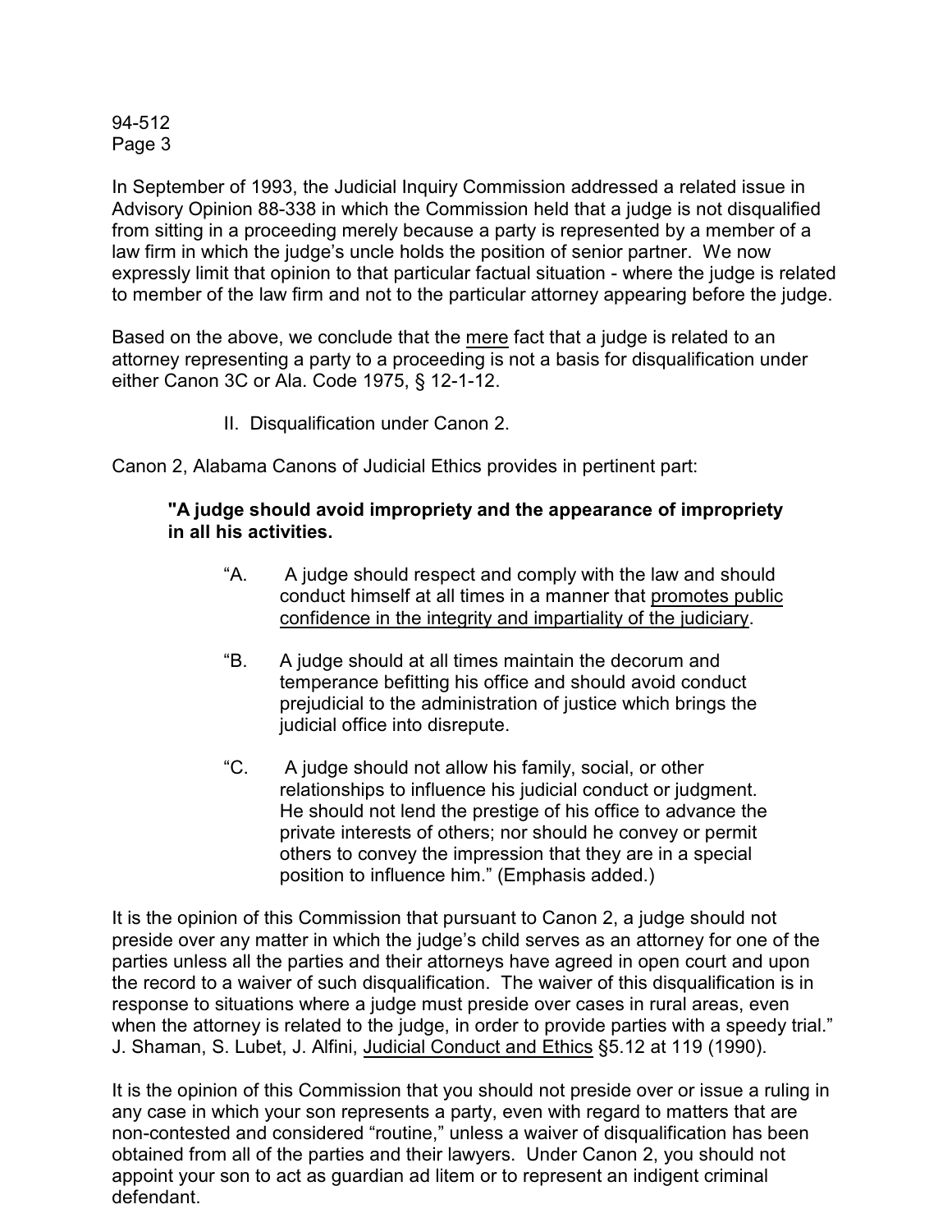In September of 1993, the Judicial Inquiry Commission addressed a related issue in Advisory Opinion 88-338 in which the Commission held that a judge is not disqualified from sitting in a proceeding merely because a party is represented by a member of a law firm in which the judge's uncle holds the position of senior partner. We now expressly limit that opinion to that particular factual situation - where the judge is related to member of the law firm and not to the particular attorney appearing before the judge.

Based on the above, we conclude that the <u>mere</u> fact that a judge is related to an attorney representing a party to a proceeding is not a basis for disqualification under either Canon 3C or Ala. Code 1975, § 12-1-12.

II. Disqualification under Canon 2.

Canon 2, Alabama Canons of Judicial Ethics provides in pertinent part:

> **"A judge should avoid impropriety and the appearance of impropriety in all his activities.**
>
> "A. A judge should respect and comply with the law and should conduct himself at all times in a manner that <u>promotes public confidence in the integrity and impartiality of the judiciary</u>.
>
> "B. A judge should at all times maintain the decorum and temperance befitting his office and should avoid conduct prejudicial to the administration of justice which brings the judicial office into disrepute.
>
> "C. A judge should not allow his family, social, or other relationships to influence his judicial conduct or judgment. He should not lend the prestige of his office to advance the private interests of others; nor should he convey or permit others to convey the impression that they are in a special position to influence him." (Emphasis added.)

It is the opinion of this Commission that pursuant to Canon 2, a judge should not preside over any matter in which the judge's child serves as an attorney for one of the parties unless all the parties and their attorneys have agreed in open court and upon the record to a waiver of such disqualification. The waiver of this disqualification is in response to situations where a judge must preside over cases in rural areas, even when the attorney is related to the judge, in order to provide parties with a speedy trial." J. Shaman, S. Lubet, J. Alfini, <u>Judicial Conduct and Ethics</u> §5.12 at 119 (1990).

It is the opinion of this Commission that you should not preside over or issue a ruling in any case in which your son represents a party, even with regard to matters that are non-contested and considered "routine," unless a waiver of disqualification has been obtained from all of the parties and their lawyers. Under Canon 2, you should not appoint your son to act as guardian ad litem or to represent an indigent criminal defendant.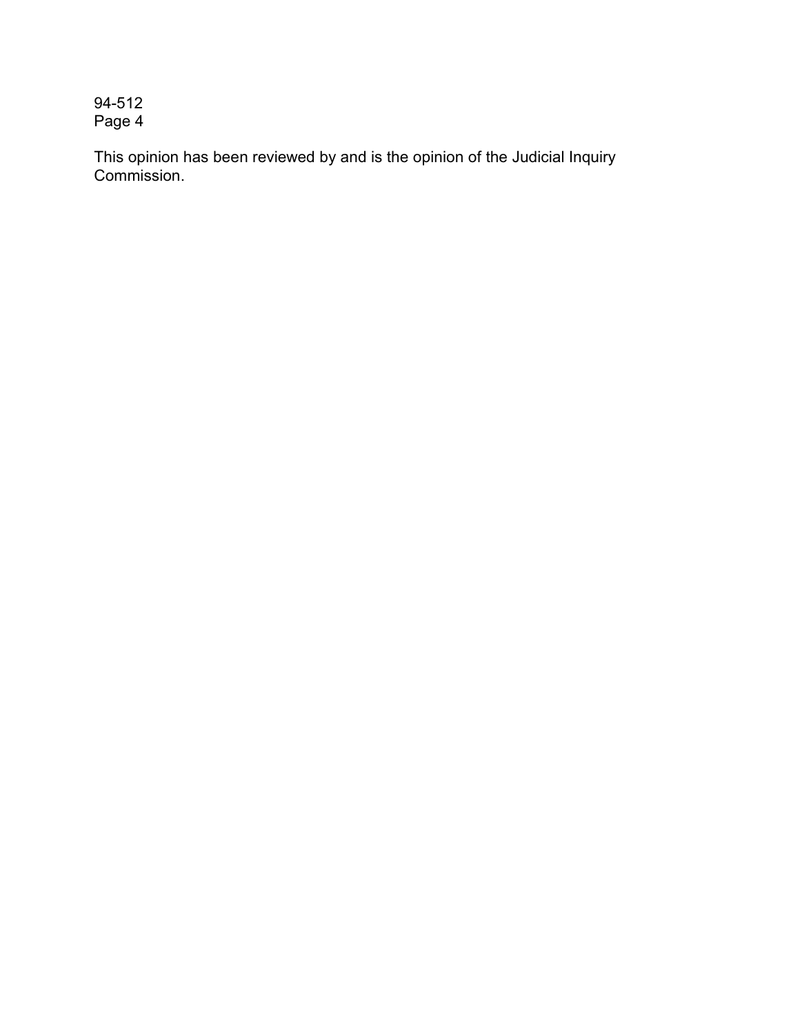This opinion has been reviewed by and is the opinion of the Judicial Inquiry Commission.